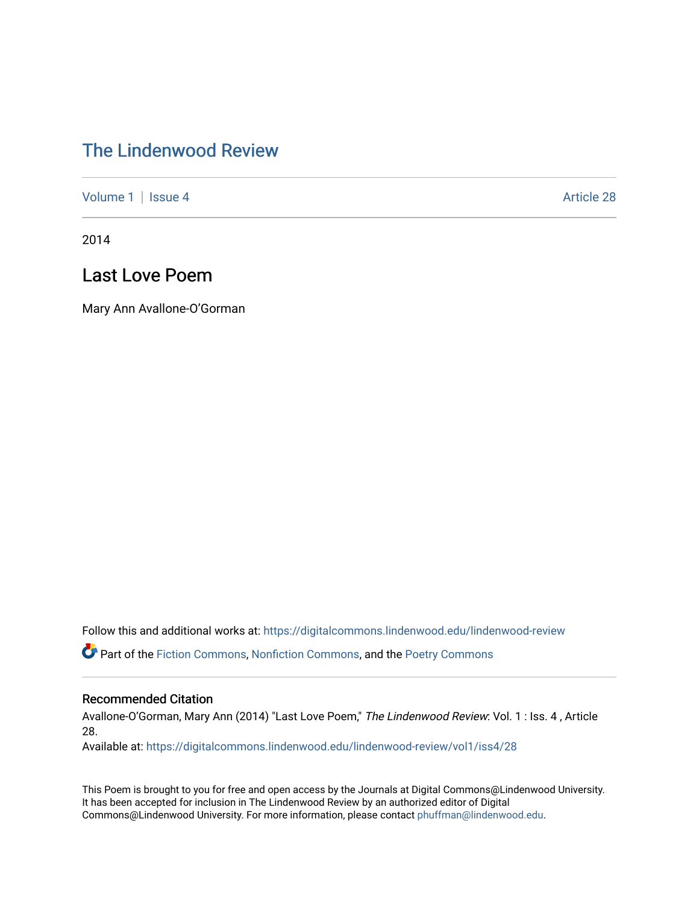# The Lindenwood Review

Volume 1 | Issue 4 Article 28

2014

## Last Love Poem

Mary Ann Avallone-O'Gorman

Follow this and additional works at: https://digitalcommons.lindenwood.edu/lindenwood-review

Part of the Fiction Commons, Nonfiction Commons, and the Poetry Commons

### Recommended Citation

Avallone-O'Gorman, Mary Ann (2014) "Last Love Poem," *The Lindenwood Review*: Vol. 1 : Iss. 4 , Article 28.
Available at: https://digitalcommons.lindenwood.edu/lindenwood-review/vol1/iss4/28

This Poem is brought to you for free and open access by the Journals at Digital Commons@Lindenwood University. It has been accepted for inclusion in The Lindenwood Review by an authorized editor of Digital Commons@Lindenwood University. For more information, please contact phuffman@lindenwood.edu.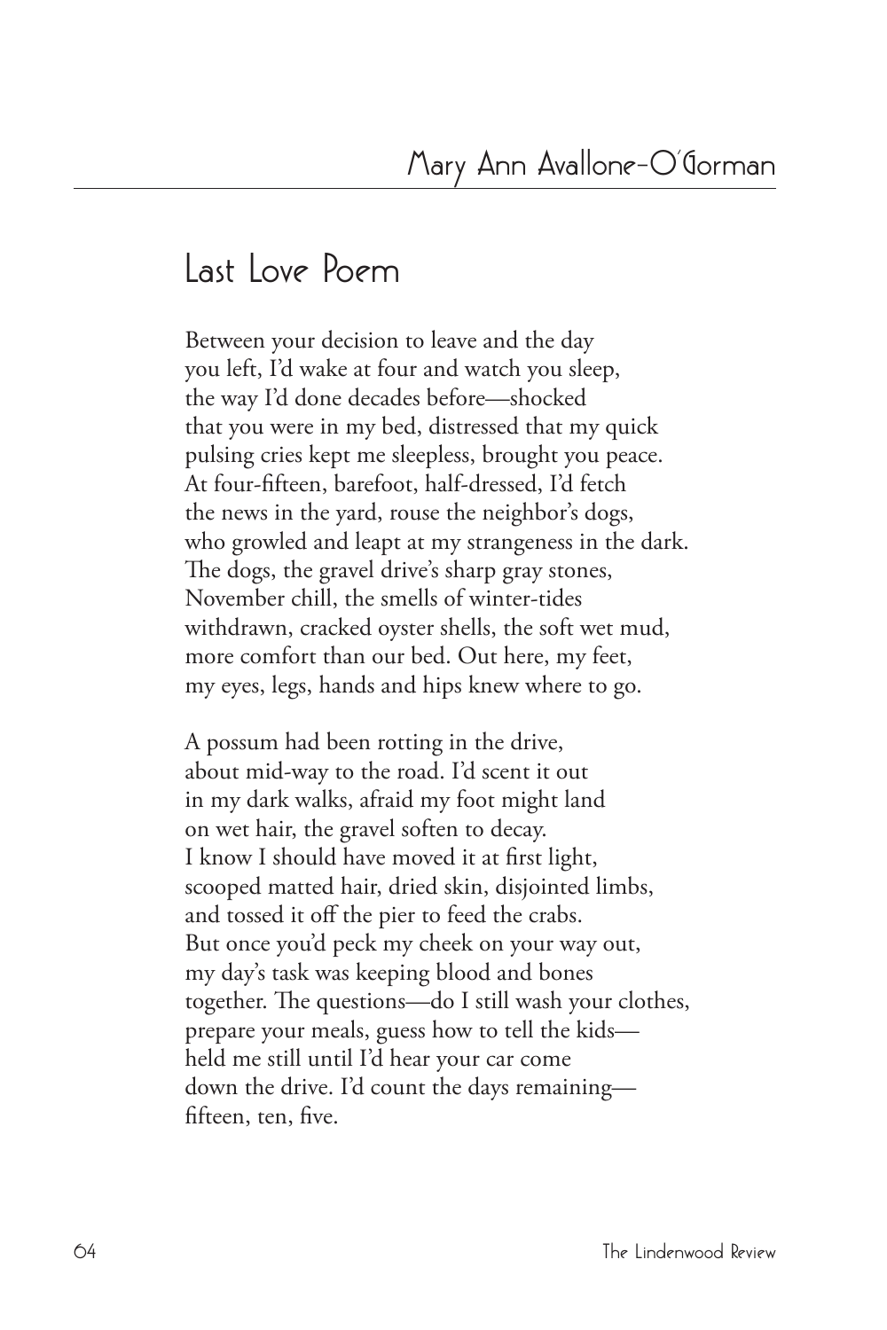Mary Ann Avallone-O'Gorman

# Last Love Poem

Between your decision to leave and the day  
you left, I'd wake at four and watch you sleep,  
the way I'd done decades before—shocked  
that you were in my bed, distressed that my quick  
pulsing cries kept me sleepless, brought you peace.  
At four-fifteen, barefoot, half-dressed, I'd fetch  
the news in the yard, rouse the neighbor's dogs,  
who growled and leapt at my strangeness in the dark.  
The dogs, the gravel drive's sharp gray stones,  
November chill, the smells of winter-tides  
withdrawn, cracked oyster shells, the soft wet mud,  
more comfort than our bed. Out here, my feet,  
my eyes, legs, hands and hips knew where to go.

A possum had been rotting in the drive,  
about mid-way to the road. I'd scent it out  
in my dark walks, afraid my foot might land  
on wet hair, the gravel soften to decay.  
I know I should have moved it at first light,  
scooped matted hair, dried skin, disjointed limbs,  
and tossed it off the pier to feed the crabs.  
But once you'd peck my cheek on your way out,  
my day's task was keeping blood and bones  
together. The questions—do I still wash your clothes,  
prepare your meals, guess how to tell the kids—  
held me still until I'd hear your car come  
down the drive. I'd count the days remaining—  
fifteen, ten, five.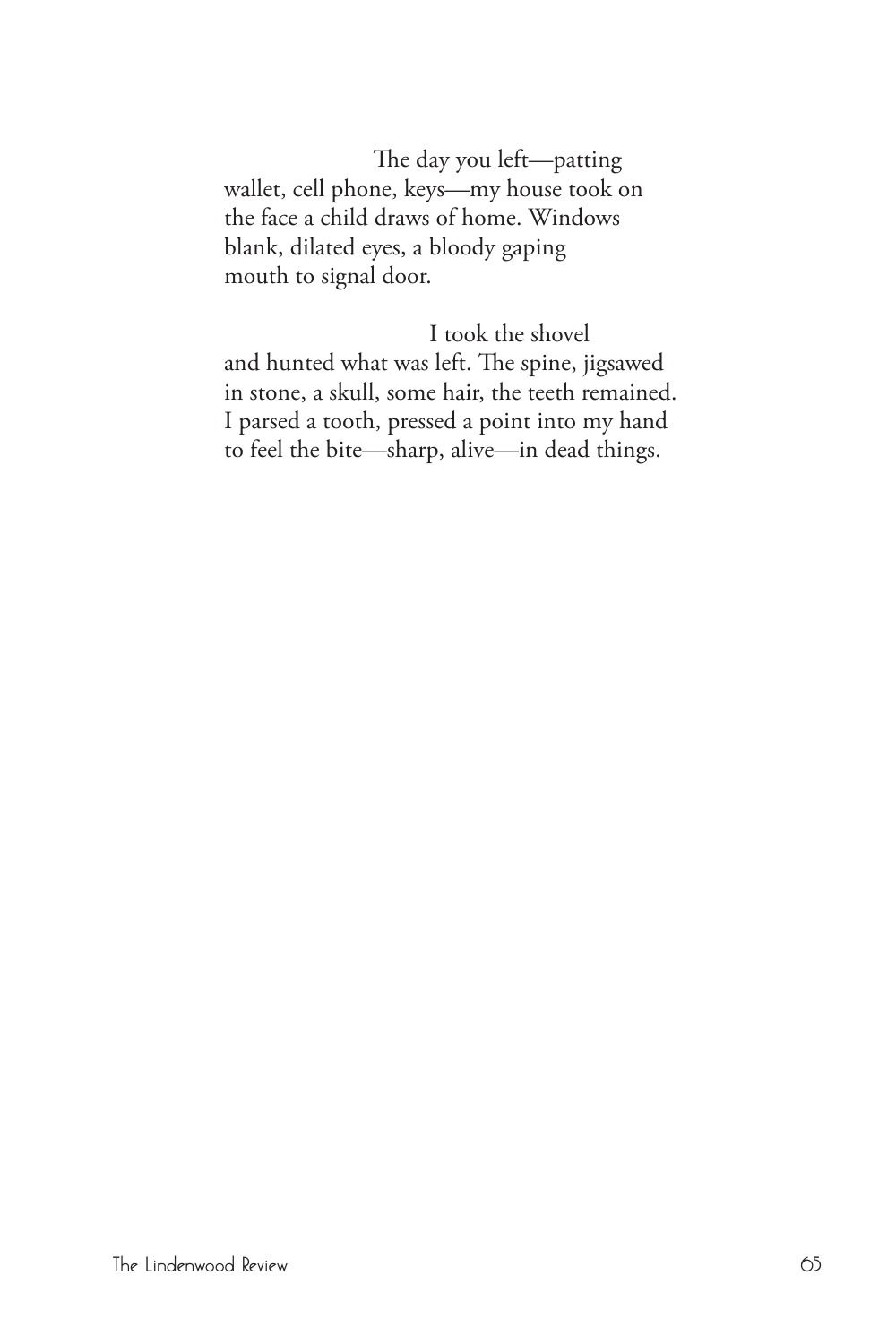The day you left—patting
wallet, cell phone, keys—my house took on
the face a child draws of home. Windows
blank, dilated eyes, a bloody gaping
mouth to signal door.

I took the shovel
and hunted what was left. The spine, jigsawed
in stone, a skull, some hair, the teeth remained.
I parsed a tooth, pressed a point into my hand
to feel the bite—sharp, alive—in dead things.